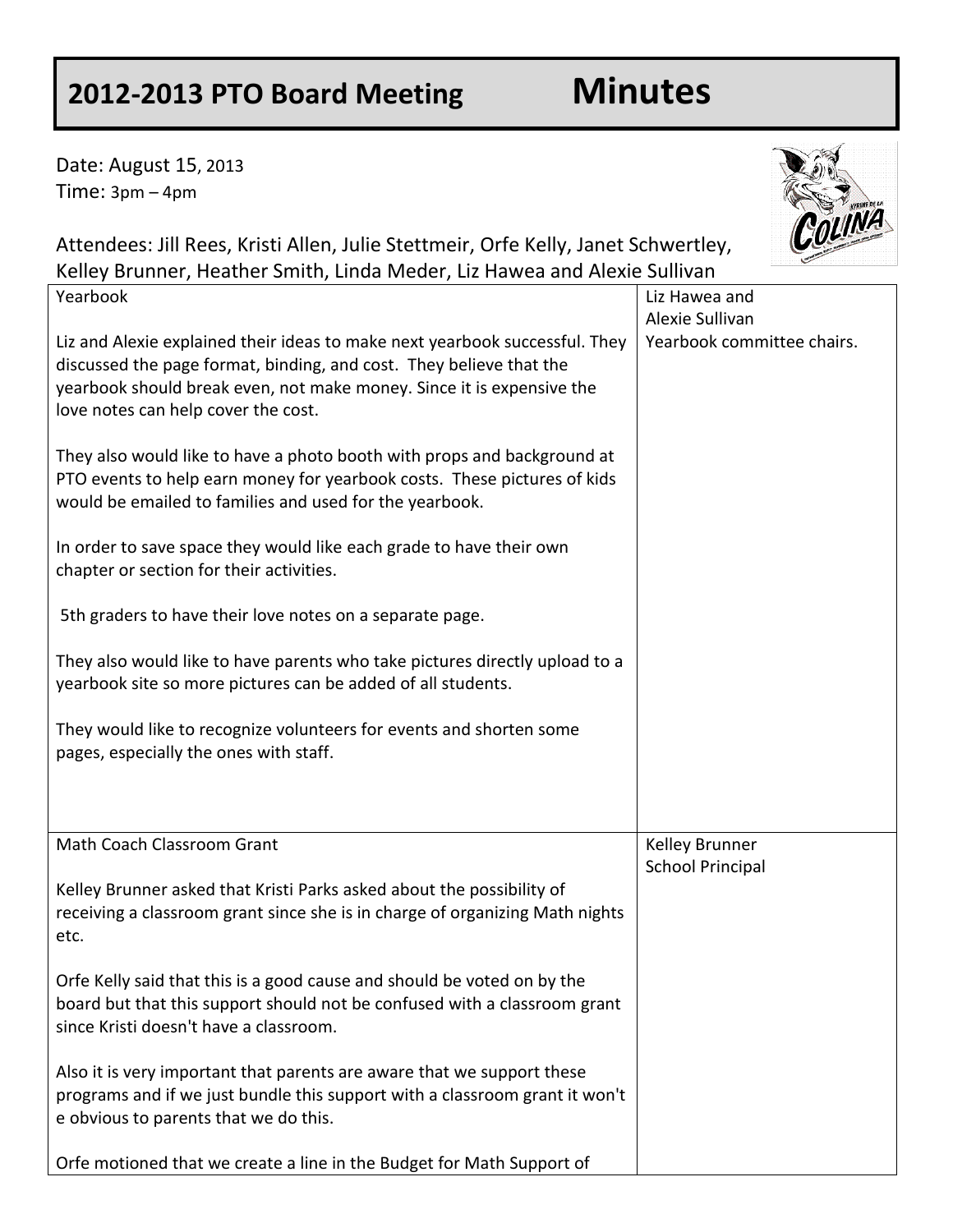# 2012-2013 PTO Board Meeting Minutes

Date: August 15, 2013
Time: 3pm – 4pm

Attendees: Jill Rees, Kristi Allen, Julie Stettmeir, Orfe Kelly, Janet Schwertley, Kelley Brunner, Heather Smith, Linda Meder, Liz Hawea and Alexie Sullivan

| | |
|---|---|
| Yearbook<br><br>Liz and Alexie explained their ideas to make next yearbook successful. They discussed the page format, binding, and cost. They believe that the yearbook should break even, not make money. Since it is expensive the love notes can help cover the cost.<br><br>They also would like to have a photo booth with props and background at PTO events to help earn money for yearbook costs. These pictures of kids would be emailed to families and used for the yearbook.<br><br>In order to save space they would like each grade to have their own chapter or section for their activities.<br><br>5th graders to have their love notes on a separate page.<br><br>They also would like to have parents who take pictures directly upload to a yearbook site so more pictures can be added of all students.<br><br>They would like to recognize volunteers for events and shorten some pages, especially the ones with staff. | Liz Hawea and Alexie Sullivan Yearbook committee chairs. |
| Math Coach Classroom Grant<br><br>Kelley Brunner asked that Kristi Parks asked about the possibility of receiving a classroom grant since she is in charge of organizing Math nights etc.<br><br>Orfe Kelly said that this is a good cause and should be voted on by the board but that this support should not be confused with a classroom grant since Kristi doesn't have a classroom.<br><br>Also it is very important that parents are aware that we support these programs and if we just bundle this support with a classroom grant it won't e obvious to parents that we do this.<br><br>Orfe motioned that we create a line in the Budget for Math Support of | Kelley Brunner School Principal |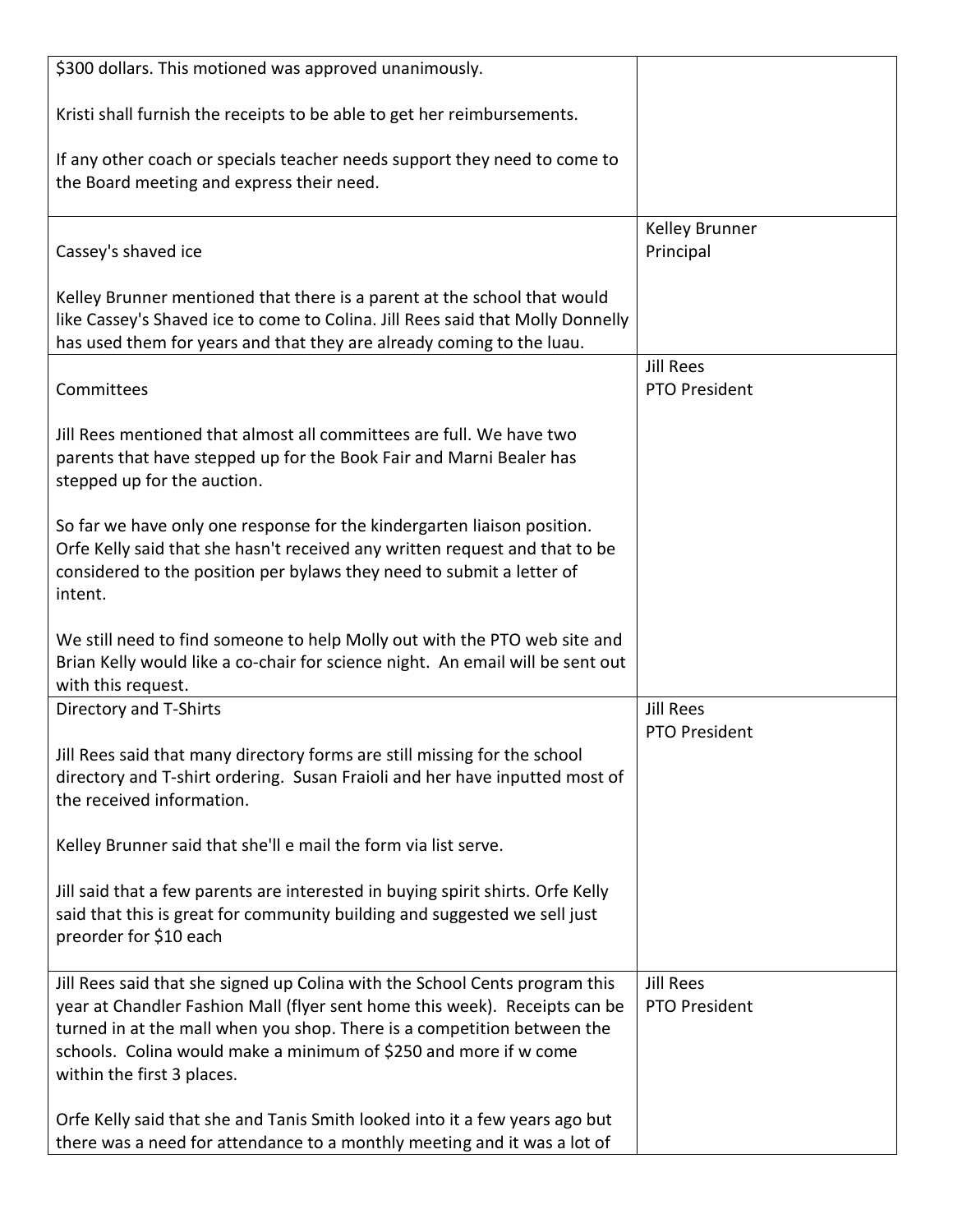| | |
|---|---|
| $300 dollars. This motioned was approved unanimously.<br><br>Kristi shall furnish the receipts to be able to get her reimbursements.<br><br>If any other coach or specials teacher needs support they need to come to the Board meeting and express their need. | |
| Cassey's shaved ice<br><br>Kelley Brunner mentioned that there is a parent at the school that would like Cassey's Shaved ice to come to Colina. Jill Rees said that Molly Donnelly has used them for years and that they are already coming to the luau. | Kelley Brunner<br>Principal |
| Committees<br><br>Jill Rees mentioned that almost all committees are full. We have two parents that have stepped up for the Book Fair and Marni Bealer has stepped up for the auction.<br><br>So far we have only one response for the kindergarten liaison position. Orfe Kelly said that she hasn't received any written request and that to be considered to the position per bylaws they need to submit a letter of intent.<br><br>We still need to find someone to help Molly out with the PTO web site and Brian Kelly would like a co-chair for science night. An email will be sent out with this request. | Jill Rees<br>PTO President |
| Directory and T-Shirts<br><br>Jill Rees said that many directory forms are still missing for the school directory and T-shirt ordering. Susan Fraioli and her have inputted most of the received information.<br><br>Kelley Brunner said that she'll e mail the form via list serve.<br><br>Jill said that a few parents are interested in buying spirit shirts. Orfe Kelly said that this is great for community building and suggested we sell just preorder for $10 each | Jill Rees<br>PTO President |
| Jill Rees said that she signed up Colina with the School Cents program this year at Chandler Fashion Mall (flyer sent home this week). Receipts can be turned in at the mall when you shop. There is a competition between the schools. Colina would make a minimum of $250 and more if w come within the first 3 places.<br><br>Orfe Kelly said that she and Tanis Smith looked into it a few years ago but there was a need for attendance to a monthly meeting and it was a lot of | Jill Rees<br>PTO President |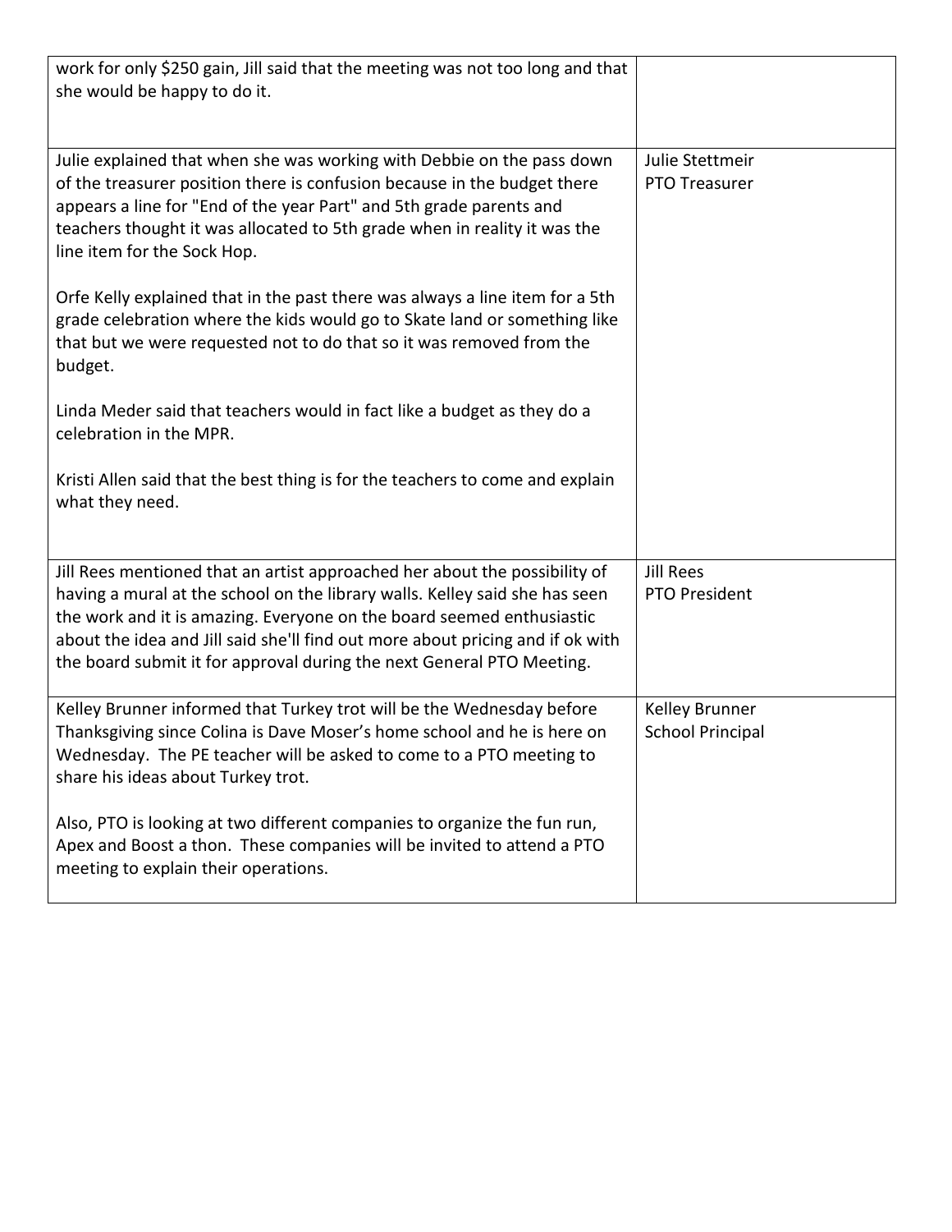| | |
|---|---|
| work for only $250 gain, Jill said that the meeting was not too long and that she would be happy to do it. | |
| Julie explained that when she was working with Debbie on the pass down of the treasurer position there is confusion because in the budget there appears a line for "End of the year Part" and 5th grade parents and teachers thought it was allocated to 5th grade when in reality it was the line item for the Sock Hop.<br><br>Orfe Kelly explained that in the past there was always a line item for a 5th grade celebration where the kids would go to Skate land or something like that but we were requested not to do that so it was removed from the budget.<br><br>Linda Meder said that teachers would in fact like a budget as they do a celebration in the MPR.<br><br>Kristi Allen said that the best thing is for the teachers to come and explain what they need. | Julie Stettmeir<br>PTO Treasurer |
| Jill Rees mentioned that an artist approached her about the possibility of having a mural at the school on the library walls. Kelley said she has seen the work and it is amazing. Everyone on the board seemed enthusiastic about the idea and Jill said she'll find out more about pricing and if ok with the board submit it for approval during the next General PTO Meeting. | Jill Rees<br>PTO President |
| Kelley Brunner informed that Turkey trot will be the Wednesday before Thanksgiving since Colina is Dave Moser's home school and he is here on Wednesday. The PE teacher will be asked to come to a PTO meeting to share his ideas about Turkey trot.<br><br>Also, PTO is looking at two different companies to organize the fun run, Apex and Boost a thon. These companies will be invited to attend a PTO meeting to explain their operations. | Kelley Brunner<br>School Principal |